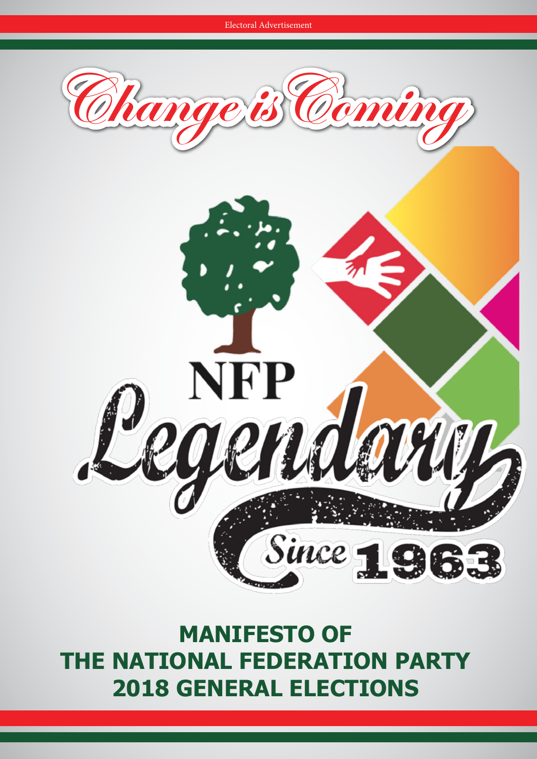Electoral Advertisement

# Change is Coming

NFP

Legendary

Since 1963

# MANIFESTO OF THE NATIONAL FEDERATION PARTY 2018 GENERAL ELECTIONS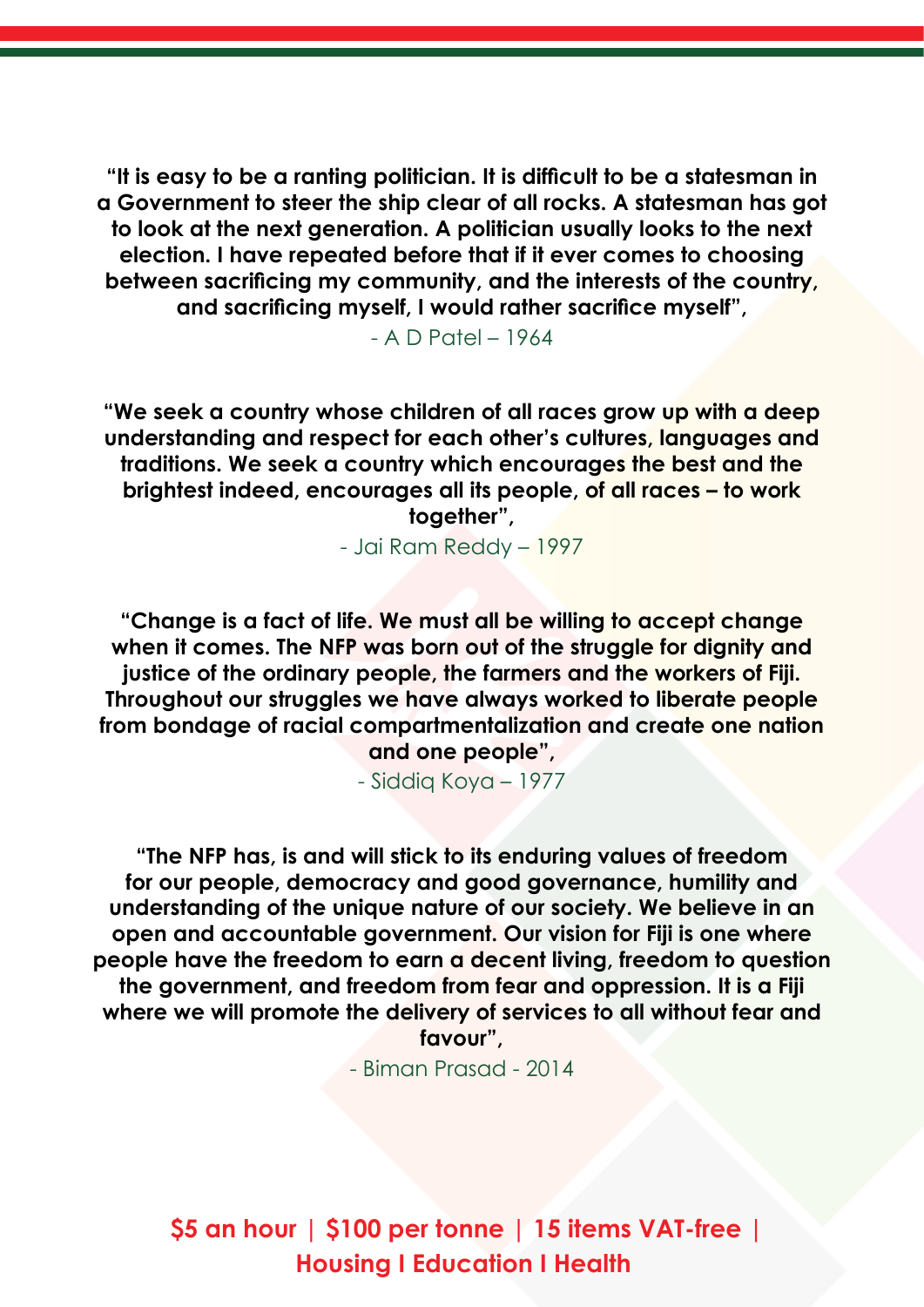**"It is easy to be a ranting politician. It is difficult to be a statesman in a Government to steer the ship clear of all rocks. A statesman has got to look at the next generation. A politician usually looks to the next election. I have repeated before that if it ever comes to choosing between sacrificing my community, and the interests of the country, and sacrificing myself, I would rather sacrifice myself",**

- A D Patel – 1964

**"We seek a country whose children of all races grow up with a deep understanding and respect for each other's cultures, languages and traditions. We seek a country which encourages the best and the brightest indeed, encourages all its people, of all races – to work together",**

- Jai Ram Reddy – 1997

**"Change is a fact of life. We must all be willing to accept change when it comes. The NFP was born out of the struggle for dignity and justice of the ordinary people, the farmers and the workers of Fiji. Throughout our struggles we have always worked to liberate people from bondage of racial compartmentalization and create one nation and one people",**

- Siddiq Koya – 1977

**"The NFP has, is and will stick to its enduring values of freedom for our people, democracy and good governance, humility and understanding of the unique nature of our society. We believe in an open and accountable government. Our vision for Fiji is one where people have the freedom to earn a decent living, freedom to question the government, and freedom from fear and oppression. It is a Fiji where we will promote the delivery of services to all without fear and favour",**

- Biman Prasad - 2014

**$5 an hour | $100 per tonne | 15 items VAT-free | Housing I Education I Health**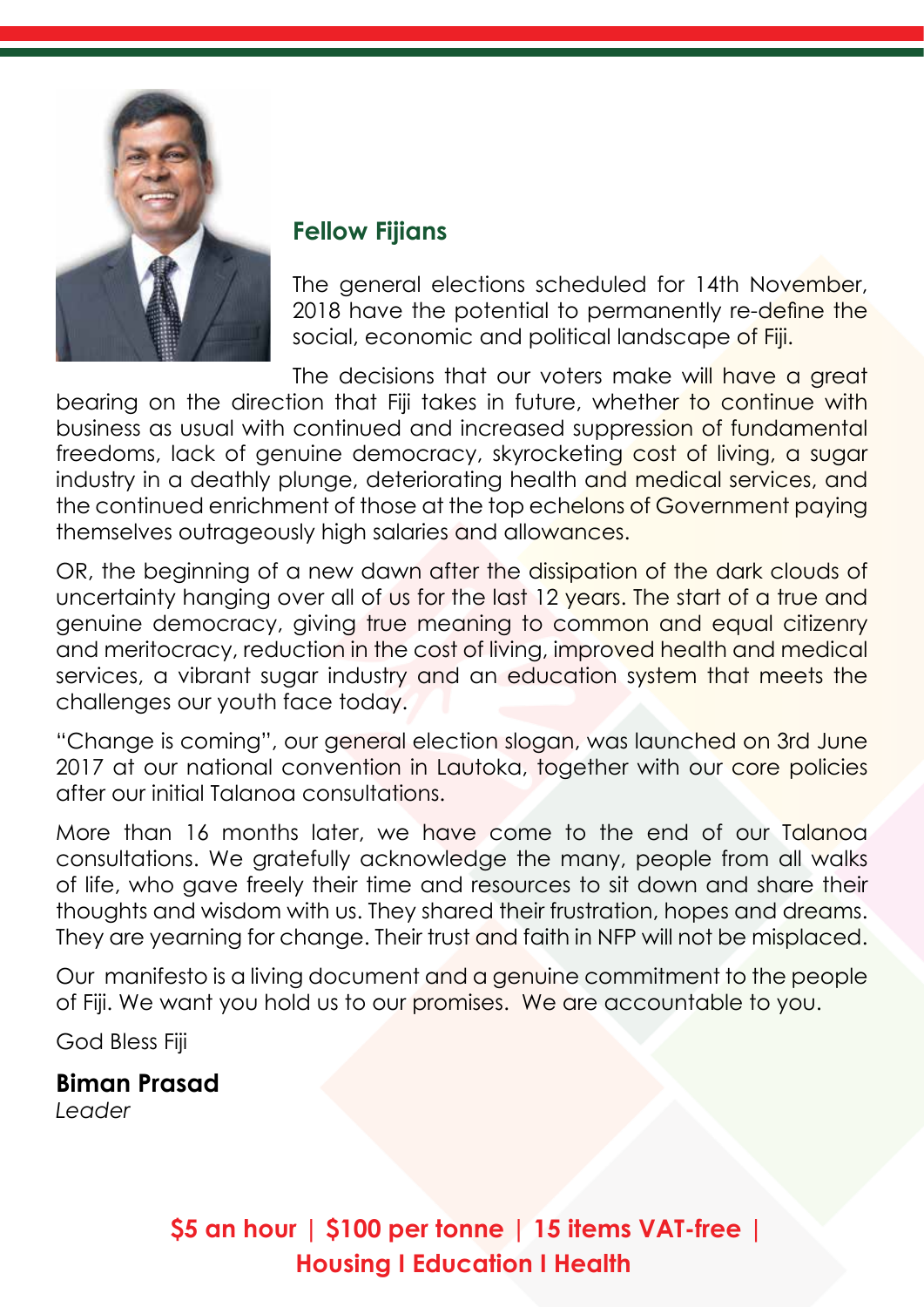## Fellow Fijians

The general elections scheduled for 14th November, 2018 have the potential to permanently re-define the social, economic and political landscape of Fiji.

The decisions that our voters make will have a great bearing on the direction that Fiji takes in future, whether to continue with business as usual with continued and increased suppression of fundamental freedoms, lack of genuine democracy, skyrocketing cost of living, a sugar industry in a deathly plunge, deteriorating health and medical services, and the continued enrichment of those at the top echelons of Government paying themselves outrageously high salaries and allowances.

OR, the beginning of a new dawn after the dissipation of the dark clouds of uncertainty hanging over all of us for the last 12 years. The start of a true and genuine democracy, giving true meaning to common and equal citizenry and meritocracy, reduction in the cost of living, improved health and medical services, a vibrant sugar industry and an education system that meets the challenges our youth face today.

"Change is coming", our general election slogan, was launched on 3rd June 2017 at our national convention in Lautoka, together with our core policies after our initial Talanoa consultations.

More than 16 months later, we have come to the end of our Talanoa consultations. We gratefully acknowledge the many, people from all walks of life, who gave freely their time and resources to sit down and share their thoughts and wisdom with us. They shared their frustration, hopes and dreams. They are yearning for change. Their trust and faith in NFP will not be misplaced.

Our manifesto is a living document and a genuine commitment to the people of Fiji. We want you hold us to our promises. We are accountable to you.

God Bless Fiji

**Biman Prasad**
*Leader*

**$5 an hour | $100 per tonne | 15 items VAT-free | Housing I Education I Health**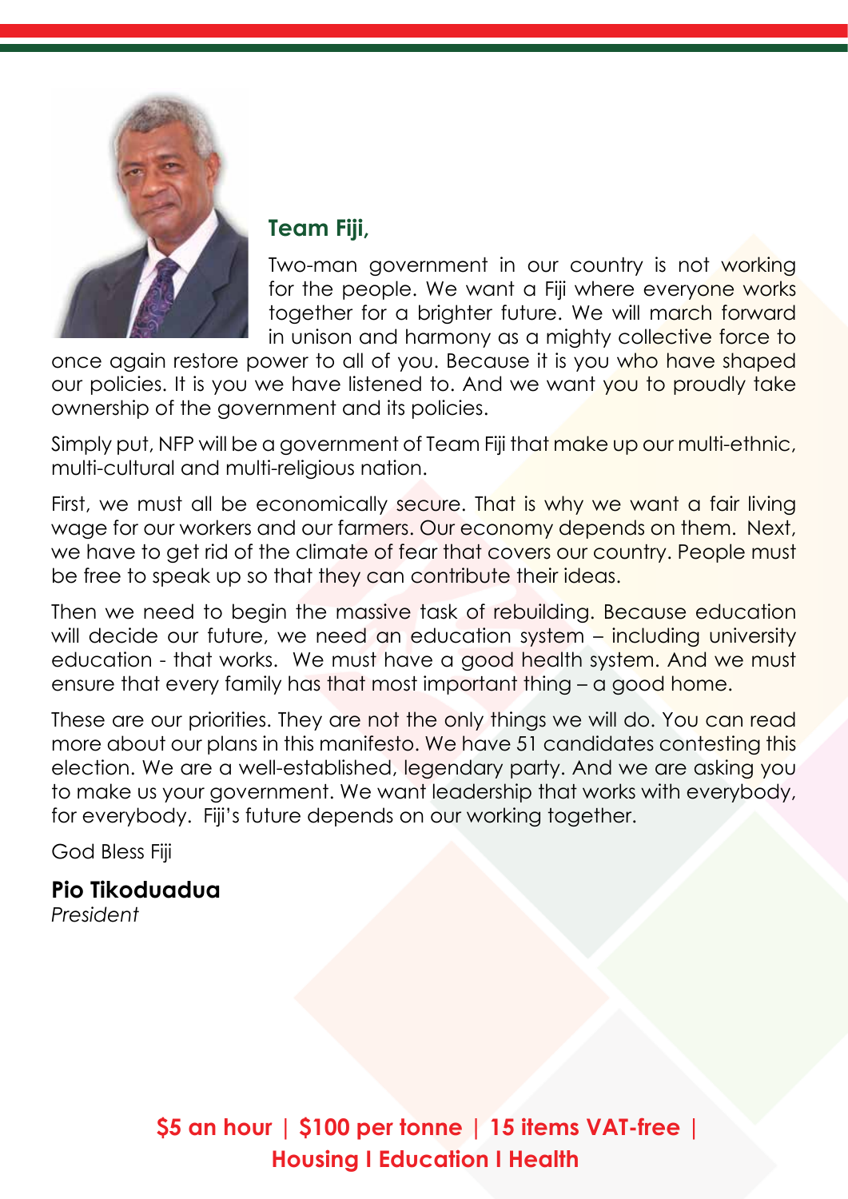**Team Fiji,**

Two-man government in our country is not working for the people. We want a Fiji where everyone works together for a brighter future. We will march forward in unison and harmony as a mighty collective force to once again restore power to all of you. Because it is you who have shaped our policies. It is you we have listened to. And we want you to proudly take ownership of the government and its policies.

Simply put, NFP will be a government of Team Fiji that make up our multi-ethnic, multi-cultural and multi-religious nation.

First, we must all be economically secure. That is why we want a fair living wage for our workers and our farmers. Our economy depends on them. Next, we have to get rid of the climate of fear that covers our country. People must be free to speak up so that they can contribute their ideas.

Then we need to begin the massive task of rebuilding. Because education will decide our future, we need an education system – including university education - that works. We must have a good health system. And we must ensure that every family has that most important thing – a good home.

These are our priorities. They are not the only things we will do. You can read more about our plans in this manifesto. We have 51 candidates contesting this election. We are a well-established, legendary party. And we are asking you to make us your government. We want leadership that works with everybody, for everybody. Fiji's future depends on our working together.

God Bless Fiji

**Pio Tikoduadua**
*President*

**$5 an hour | $100 per tonne | 15 items VAT-free | Housing I Education I Health**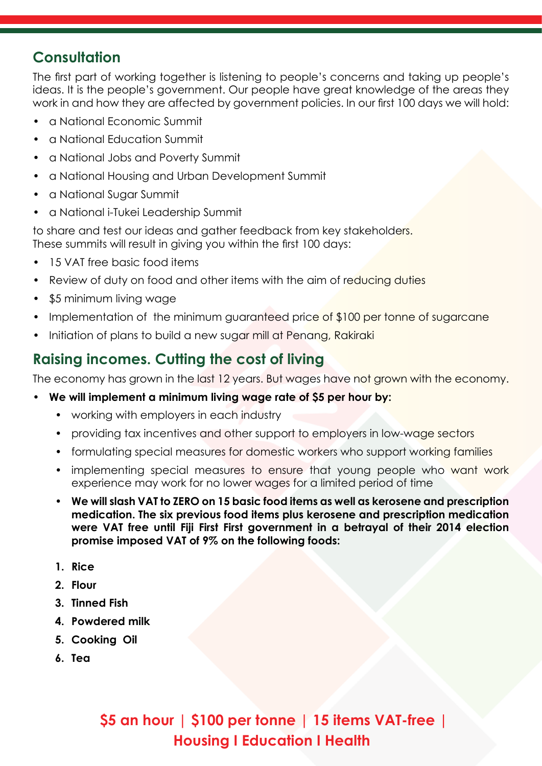## Consultation

The first part of working together is listening to people's concerns and taking up people's ideas. It is the people's government. Our people have great knowledge of the areas they work in and how they are affected by government policies. In our first 100 days we will hold:

- a National Economic Summit
- a National Education Summit
- a National Jobs and Poverty Summit
- a National Housing and Urban Development Summit
- a National Sugar Summit
- a National i-Tukei Leadership Summit

to share and test our ideas and gather feedback from key stakeholders.
These summits will result in giving you within the first 100 days:

- 15 VAT free basic food items
- Review of duty on food and other items with the aim of reducing duties
- $5 minimum living wage
- Implementation of the minimum guaranteed price of $100 per tonne of sugarcane
- Initiation of plans to build a new sugar mill at Penang, Rakiraki

## Raising incomes. Cutting the cost of living

The economy has grown in the last 12 years. But wages have not grown with the economy.

- **We will implement a minimum living wage rate of $5 per hour by:**
  - working with employers in each industry
  - providing tax incentives and other support to employers in low-wage sectors
  - formulating special measures for domestic workers who support working families
  - implementing special measures to ensure that young people who want work experience may work for no lower wages for a limited period of time
  - **We will slash VAT to ZERO on 15 basic food items as well as kerosene and prescription medication. The six previous food items plus kerosene and prescription medication were VAT free until Fiji First First government in a betrayal of their 2014 election promise imposed VAT of 9% on the following foods:**

  1. **Rice**
  2. **Flour**
  3. **Tinned Fish**
  4. **Powdered milk**
  5. **Cooking Oil**
  6. **Tea**

**$5 an hour | $100 per tonne | 15 items VAT-free | Housing I Education I Health**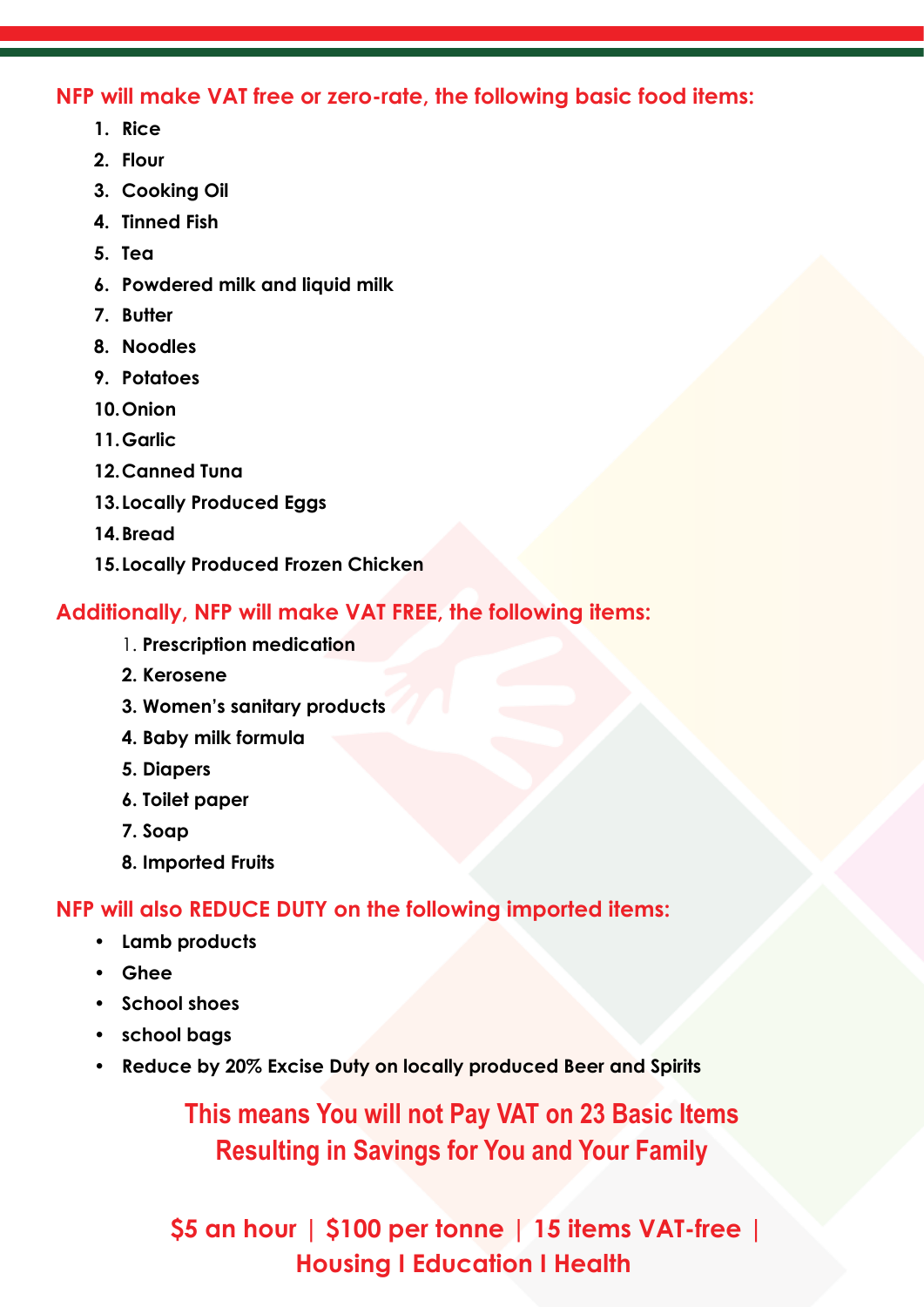**NFP will make VAT free or zero-rate, the following basic food items:**

1. Rice
2. Flour
3. Cooking Oil
4. Tinned Fish
5. Tea
6. Powdered milk and liquid milk
7. Butter
8. Noodles
9. Potatoes
10. Onion
11. Garlic
12. Canned Tuna
13. Locally Produced Eggs
14. Bread
15. Locally Produced Frozen Chicken

**Additionally, NFP will make VAT FREE, the following items:**

1. Prescription medication
2. Kerosene
3. Women's sanitary products
4. Baby milk formula
5. Diapers
6. Toilet paper
7. Soap
8. Imported Fruits

**NFP will also REDUCE DUTY on the following imported items:**

- Lamb products
- Ghee
- School shoes
- school bags
- Reduce by 20% Excise Duty on locally produced Beer and Spirits

**This means You will not Pay VAT on 23 Basic Items Resulting in Savings for You and Your Family**

**$5 an hour | $100 per tonne | 15 items VAT-free | Housing I Education I Health**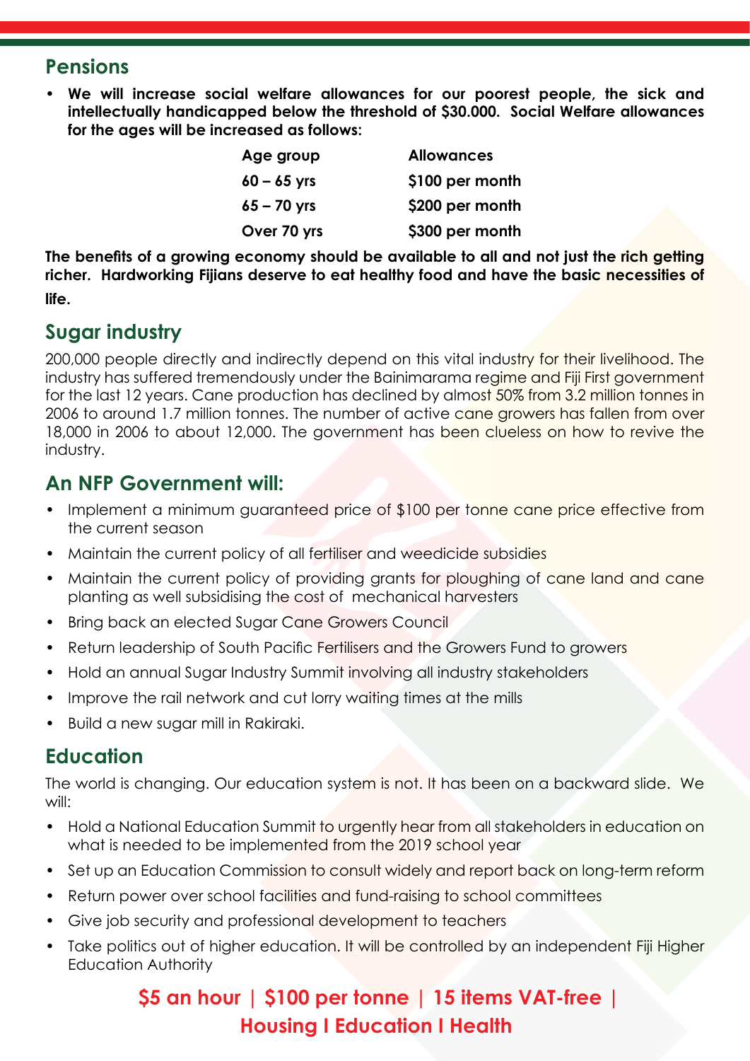## Pensions

- **We will increase social welfare allowances for our poorest people, the sick and intellectually handicapped below the threshold of $30.000. Social Welfare allowances for the ages will be increased as follows:**

| Age group | Allowances |
|---|---|
| 60 – 65 yrs | $100 per month |
| 65 – 70 yrs | $200 per month |
| Over 70 yrs | $300 per month |

**The benefits of a growing economy should be available to all and not just the rich getting richer. Hardworking Fijians deserve to eat healthy food and have the basic necessities of life.**

## Sugar industry

200,000 people directly and indirectly depend on this vital industry for their livelihood. The industry has suffered tremendously under the Bainimarama regime and Fiji First government for the last 12 years. Cane production has declined by almost 50% from 3.2 million tonnes in 2006 to around 1.7 million tonnes. The number of active cane growers has fallen from over 18,000 in 2006 to about 12,000. The government has been clueless on how to revive the industry.

## An NFP Government will:

- Implement a minimum guaranteed price of $100 per tonne cane price effective from the current season
- Maintain the current policy of all fertiliser and weedicide subsidies
- Maintain the current policy of providing grants for ploughing of cane land and cane planting as well subsidising the cost of mechanical harvesters
- Bring back an elected Sugar Cane Growers Council
- Return leadership of South Pacific Fertilisers and the Growers Fund to growers
- Hold an annual Sugar Industry Summit involving all industry stakeholders
- Improve the rail network and cut lorry waiting times at the mills
- Build a new sugar mill in Rakiraki.

## Education

The world is changing. Our education system is not. It has been on a backward slide. We will:

- Hold a National Education Summit to urgently hear from all stakeholders in education on what is needed to be implemented from the 2019 school year
- Set up an Education Commission to consult widely and report back on long-term reform
- Return power over school facilities and fund-raising to school committees
- Give job security and professional development to teachers
- Take politics out of higher education. It will be controlled by an independent Fiji Higher Education Authority

**$5 an hour | $100 per tonne | 15 items VAT-free | Housing I Education I Health**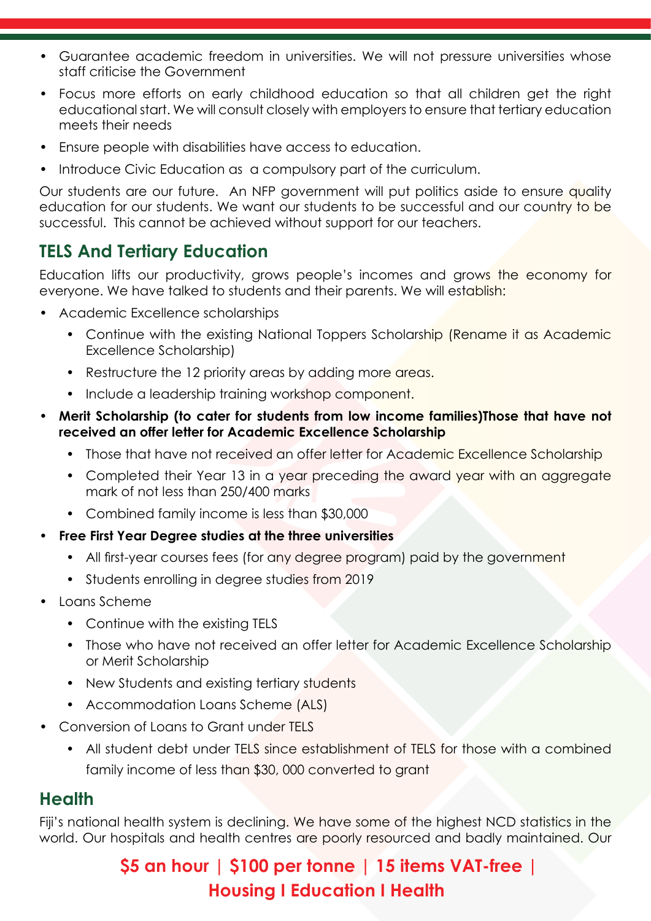- Guarantee academic freedom in universities. We will not pressure universities whose staff criticise the Government
- Focus more efforts on early childhood education so that all children get the right educational start. We will consult closely with employers to ensure that tertiary education meets their needs
- Ensure people with disabilities have access to education.
- Introduce Civic Education as a compulsory part of the curriculum.

Our students are our future. An NFP government will put politics aside to ensure quality education for our students. We want our students to be successful and our country to be successful. This cannot be achieved without support for our teachers.

## TELS And Tertiary Education

Education lifts our productivity, grows people's incomes and grows the economy for everyone. We have talked to students and their parents. We will establish:

- Academic Excellence scholarships
  - Continue with the existing National Toppers Scholarship (Rename it as Academic Excellence Scholarship)
  - Restructure the 12 priority areas by adding more areas.
  - Include a leadership training workshop component.
- **Merit Scholarship (to cater for students from low income families)Those that have not received an offer letter for Academic Excellence Scholarship**
  - Those that have not received an offer letter for Academic Excellence Scholarship
  - Completed their Year 13 in a year preceding the award year with an aggregate mark of not less than 250/400 marks
  - Combined family income is less than $30,000
- **Free First Year Degree studies at the three universities**
  - All first-year courses fees (for any degree program) paid by the government
  - Students enrolling in degree studies from 2019
- Loans Scheme
  - Continue with the existing TELS
  - Those who have not received an offer letter for Academic Excellence Scholarship or Merit Scholarship
  - New Students and existing tertiary students
  - Accommodation Loans Scheme (ALS)
- Conversion of Loans to Grant under TELS
  - All student debt under TELS since establishment of TELS for those with a combined family income of less than $30, 000 converted to grant

## Health

Fiji's national health system is declining. We have some of the highest NCD statistics in the world. Our hospitals and health centres are poorly resourced and badly maintained. Our

**$5 an hour | $100 per tonne | 15 items VAT-free | Housing I Education I Health**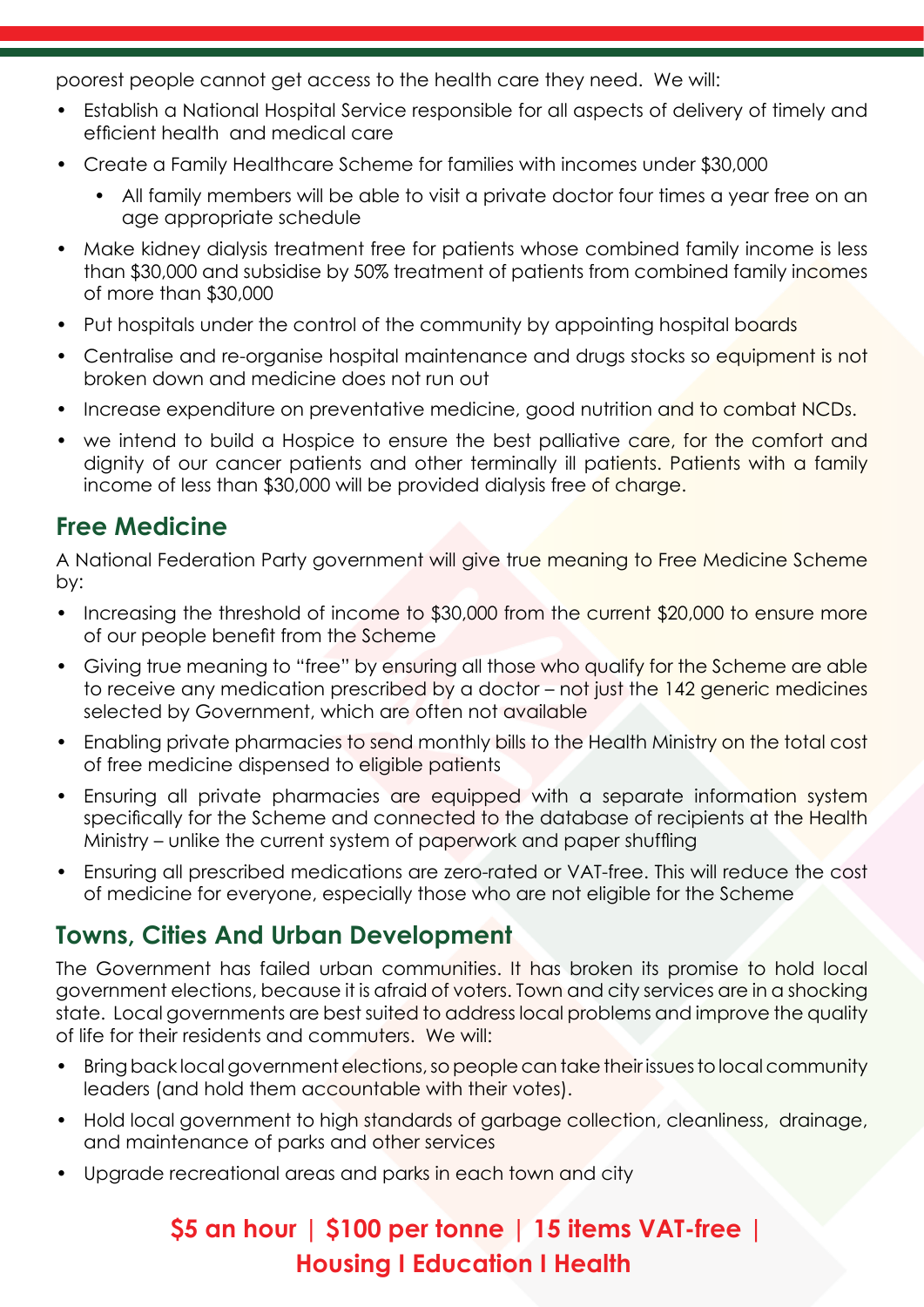poorest people cannot get access to the health care they need. We will:

- Establish a National Hospital Service responsible for all aspects of delivery of timely and efficient health and medical care
- Create a Family Healthcare Scheme for families with incomes under $30,000
  - All family members will be able to visit a private doctor four times a year free on an age appropriate schedule
- Make kidney dialysis treatment free for patients whose combined family income is less than $30,000 and subsidise by 50% treatment of patients from combined family incomes of more than $30,000
- Put hospitals under the control of the community by appointing hospital boards
- Centralise and re-organise hospital maintenance and drugs stocks so equipment is not broken down and medicine does not run out
- Increase expenditure on preventative medicine, good nutrition and to combat NCDs.
- we intend to build a Hospice to ensure the best palliative care, for the comfort and dignity of our cancer patients and other terminally ill patients. Patients with a family income of less than $30,000 will be provided dialysis free of charge.

## Free Medicine

A National Federation Party government will give true meaning to Free Medicine Scheme by:

- Increasing the threshold of income to $30,000 from the current $20,000 to ensure more of our people benefit from the Scheme
- Giving true meaning to "free" by ensuring all those who qualify for the Scheme are able to receive any medication prescribed by a doctor – not just the 142 generic medicines selected by Government, which are often not available
- Enabling private pharmacies to send monthly bills to the Health Ministry on the total cost of free medicine dispensed to eligible patients
- Ensuring all private pharmacies are equipped with a separate information system specifically for the Scheme and connected to the database of recipients at the Health Ministry – unlike the current system of paperwork and paper shuffling
- Ensuring all prescribed medications are zero-rated or VAT-free. This will reduce the cost of medicine for everyone, especially those who are not eligible for the Scheme

## Towns, Cities And Urban Development

The Government has failed urban communities. It has broken its promise to hold local government elections, because it is afraid of voters. Town and city services are in a shocking state. Local governments are best suited to address local problems and improve the quality of life for their residents and commuters. We will:

- Bring back local government elections, so people can take their issues to local community leaders (and hold them accountable with their votes).
- Hold local government to high standards of garbage collection, cleanliness, drainage, and maintenance of parks and other services
- Upgrade recreational areas and parks in each town and city

**$5 an hour | $100 per tonne | 15 items VAT-free | Housing I Education I Health**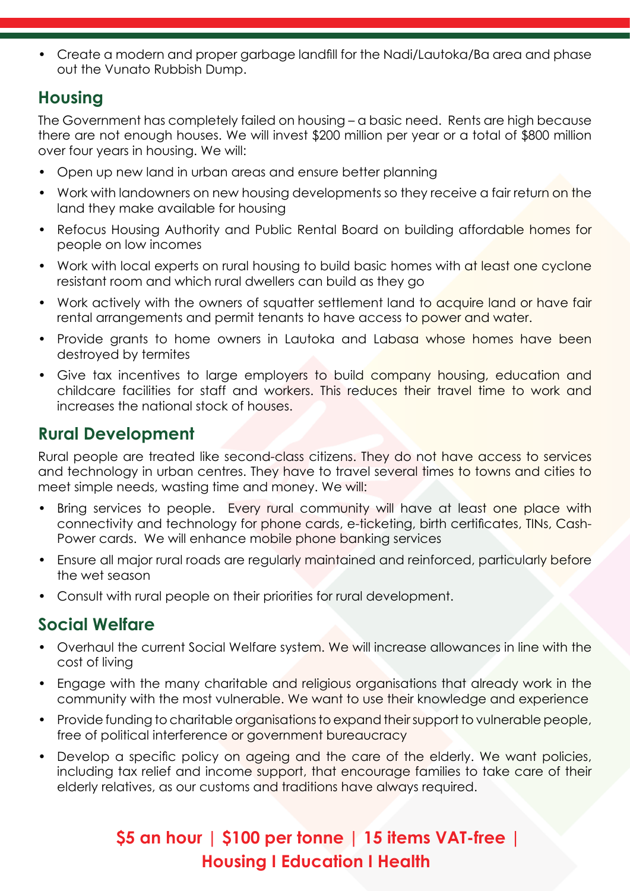- Create a modern and proper garbage landfill for the Nadi/Lautoka/Ba area and phase out the Vunato Rubbish Dump.

## Housing

The Government has completely failed on housing – a basic need. Rents are high because there are not enough houses. We will invest $200 million per year or a total of $800 million over four years in housing. We will:

- Open up new land in urban areas and ensure better planning
- Work with landowners on new housing developments so they receive a fair return on the land they make available for housing
- Refocus Housing Authority and Public Rental Board on building affordable homes for people on low incomes
- Work with local experts on rural housing to build basic homes with at least one cyclone resistant room and which rural dwellers can build as they go
- Work actively with the owners of squatter settlement land to acquire land or have fair rental arrangements and permit tenants to have access to power and water.
- Provide grants to home owners in Lautoka and Labasa whose homes have been destroyed by termites
- Give tax incentives to large employers to build company housing, education and childcare facilities for staff and workers. This reduces their travel time to work and increases the national stock of houses.

## Rural Development

Rural people are treated like second-class citizens. They do not have access to services and technology in urban centres. They have to travel several times to towns and cities to meet simple needs, wasting time and money. We will:

- Bring services to people. Every rural community will have at least one place with connectivity and technology for phone cards, e-ticketing, birth certificates, TINs, Cash-Power cards. We will enhance mobile phone banking services
- Ensure all major rural roads are regularly maintained and reinforced, particularly before the wet season
- Consult with rural people on their priorities for rural development.

## Social Welfare

- Overhaul the current Social Welfare system. We will increase allowances in line with the cost of living
- Engage with the many charitable and religious organisations that already work in the community with the most vulnerable. We want to use their knowledge and experience
- Provide funding to charitable organisations to expand their support to vulnerable people, free of political interference or government bureaucracy
- Develop a specific policy on ageing and the care of the elderly. We want policies, including tax relief and income support, that encourage families to take care of their elderly relatives, as our customs and traditions have always required.

**$5 an hour | $100 per tonne | 15 items VAT-free | Housing I Education I Health**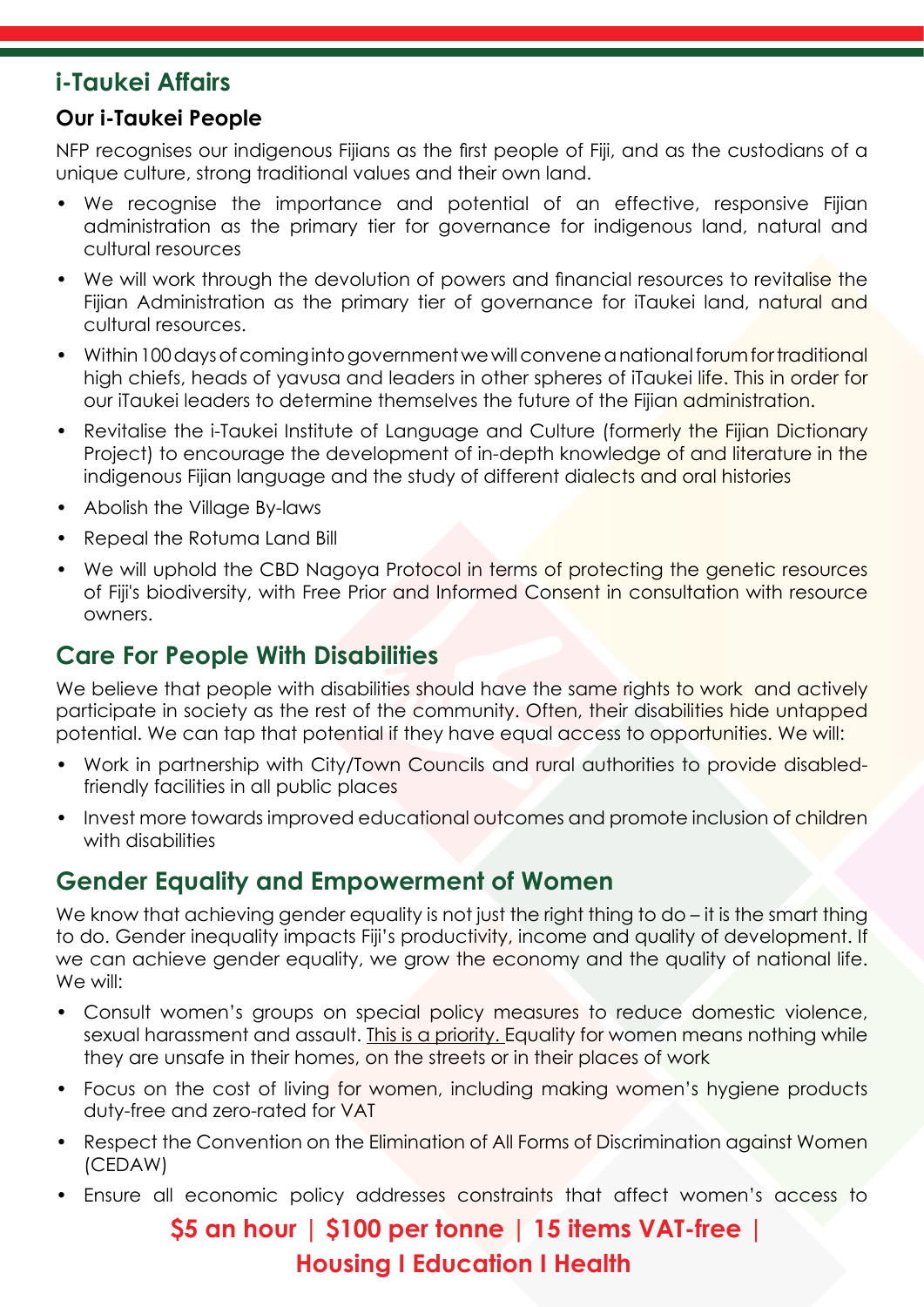## i-Taukei Affairs

### Our i-Taukei People

NFP recognises our indigenous Fijians as the first people of Fiji, and as the custodians of a unique culture, strong traditional values and their own land.

- We recognise the importance and potential of an effective, responsive Fijian administration as the primary tier for governance for indigenous land, natural and cultural resources
- We will work through the devolution of powers and financial resources to revitalise the Fijian Administration as the primary tier of governance for iTaukei land, natural and cultural resources.
- Within 100 days of coming into government we will convene a national forum for traditional high chiefs, heads of yavusa and leaders in other spheres of iTaukei life. This in order for our iTaukei leaders to determine themselves the future of the Fijian administration.
- Revitalise the i-Taukei Institute of Language and Culture (formerly the Fijian Dictionary Project) to encourage the development of in-depth knowledge of and literature in the indigenous Fijian language and the study of different dialects and oral histories
- Abolish the Village By-laws
- Repeal the Rotuma Land Bill
- We will uphold the CBD Nagoya Protocol in terms of protecting the genetic resources of Fiji's biodiversity, with Free Prior and Informed Consent in consultation with resource owners.

## Care For People With Disabilities

We believe that people with disabilities should have the same rights to work and actively participate in society as the rest of the community. Often, their disabilities hide untapped potential. We can tap that potential if they have equal access to opportunities. We will:

- Work in partnership with City/Town Councils and rural authorities to provide disabled-friendly facilities in all public places
- Invest more towards improved educational outcomes and promote inclusion of children with disabilities

## Gender Equality and Empowerment of Women

We know that achieving gender equality is not just the right thing to do – it is the smart thing to do. Gender inequality impacts Fiji's productivity, income and quality of development. If we can achieve gender equality, we grow the economy and the quality of national life. We will:

- Consult women's groups on special policy measures to reduce domestic violence, sexual harassment and assault. <u>This is a priority.</u> Equality for women means nothing while they are unsafe in their homes, on the streets or in their places of work
- Focus on the cost of living for women, including making women's hygiene products duty-free and zero-rated for VAT
- Respect the Convention on the Elimination of All Forms of Discrimination against Women (CEDAW)
- Ensure all economic policy addresses constraints that affect women's access to

**$5 an hour | $100 per tonne | 15 items VAT-free | Housing I Education I Health**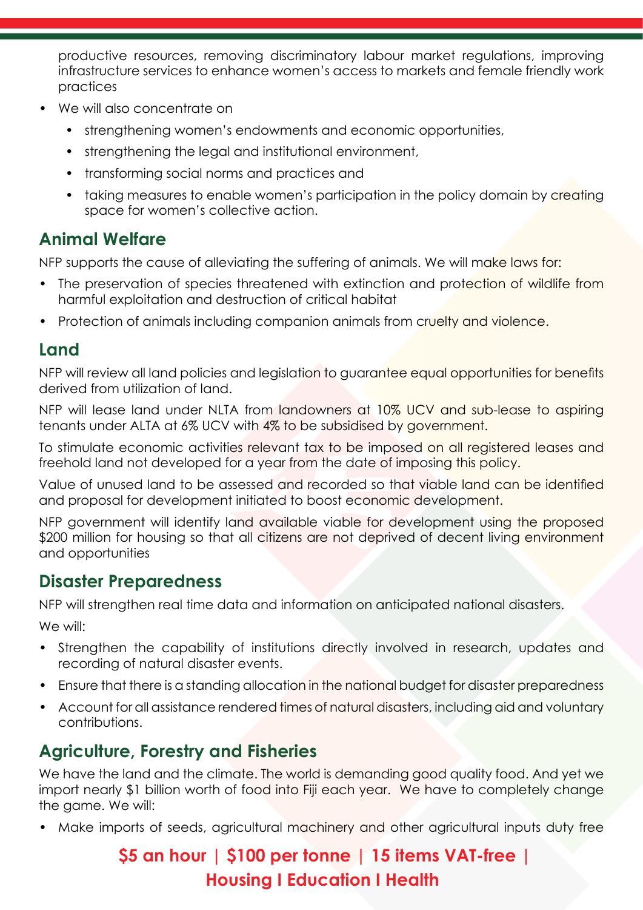productive resources, removing discriminatory labour market regulations, improving infrastructure services to enhance women's access to markets and female friendly work practices

- We will also concentrate on
  - strengthening women's endowments and economic opportunities,
  - strengthening the legal and institutional environment,
  - transforming social norms and practices and
  - taking measures to enable women's participation in the policy domain by creating space for women's collective action.

## Animal Welfare

NFP supports the cause of alleviating the suffering of animals. We will make laws for:

- The preservation of species threatened with extinction and protection of wildlife from harmful exploitation and destruction of critical habitat
- Protection of animals including companion animals from cruelty and violence.

## Land

NFP will review all land policies and legislation to guarantee equal opportunities for benefits derived from utilization of land.

NFP will lease land under NLTA from landowners at 10% UCV and sub-lease to aspiring tenants under ALTA at 6% UCV with 4% to be subsidised by government.

To stimulate economic activities relevant tax to be imposed on all registered leases and freehold land not developed for a year from the date of imposing this policy.

Value of unused land to be assessed and recorded so that viable land can be identified and proposal for development initiated to boost economic development.

NFP government will identify land available viable for development using the proposed $200 million for housing so that all citizens are not deprived of decent living environment and opportunities

## Disaster Preparedness

NFP will strengthen real time data and information on anticipated national disasters.

We will:

- Strengthen the capability of institutions directly involved in research, updates and recording of natural disaster events.
- Ensure that there is a standing allocation in the national budget for disaster preparedness
- Account for all assistance rendered times of natural disasters, including aid and voluntary contributions.

## Agriculture, Forestry and Fisheries

We have the land and the climate. The world is demanding good quality food. And yet we import nearly $1 billion worth of food into Fiji each year. We have to completely change the game. We will:

- Make imports of seeds, agricultural machinery and other agricultural inputs duty free

**$5 an hour | $100 per tonne | 15 items VAT-free | Housing I Education I Health**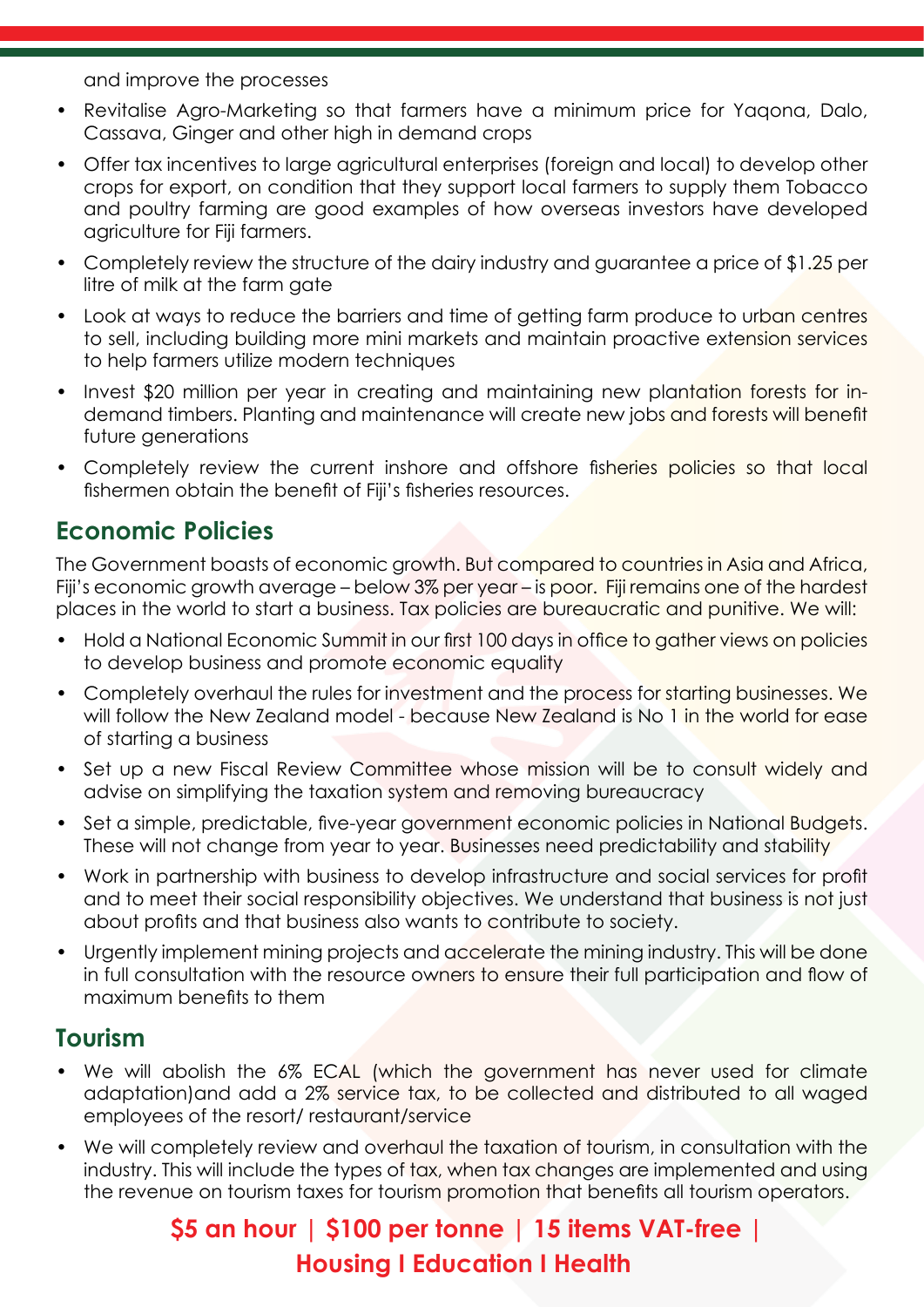and improve the processes

- Revitalise Agro-Marketing so that farmers have a minimum price for Yaqona, Dalo, Cassava, Ginger and other high in demand crops
- Offer tax incentives to large agricultural enterprises (foreign and local) to develop other crops for export, on condition that they support local farmers to supply them Tobacco and poultry farming are good examples of how overseas investors have developed agriculture for Fiji farmers.
- Completely review the structure of the dairy industry and guarantee a price of $1.25 per litre of milk at the farm gate
- Look at ways to reduce the barriers and time of getting farm produce to urban centres to sell, including building more mini markets and maintain proactive extension services to help farmers utilize modern techniques
- Invest $20 million per year in creating and maintaining new plantation forests for in-demand timbers. Planting and maintenance will create new jobs and forests will benefit future generations
- Completely review the current inshore and offshore fisheries policies so that local fishermen obtain the benefit of Fiji's fisheries resources.

## Economic Policies

The Government boasts of economic growth. But compared to countries in Asia and Africa, Fiji's economic growth average – below 3% per year – is poor. Fiji remains one of the hardest places in the world to start a business. Tax policies are bureaucratic and punitive. We will:

- Hold a National Economic Summit in our first 100 days in office to gather views on policies to develop business and promote economic equality
- Completely overhaul the rules for investment and the process for starting businesses. We will follow the New Zealand model - because New Zealand is No 1 in the world for ease of starting a business
- Set up a new Fiscal Review Committee whose mission will be to consult widely and advise on simplifying the taxation system and removing bureaucracy
- Set a simple, predictable, five-year government economic policies in National Budgets. These will not change from year to year. Businesses need predictability and stability
- Work in partnership with business to develop infrastructure and social services for profit and to meet their social responsibility objectives. We understand that business is not just about profits and that business also wants to contribute to society.
- Urgently implement mining projects and accelerate the mining industry. This will be done in full consultation with the resource owners to ensure their full participation and flow of maximum benefits to them

## Tourism

- We will abolish the 6% ECAL (which the government has never used for climate adaptation)and add a 2% service tax, to be collected and distributed to all waged employees of the resort/ restaurant/service
- We will completely review and overhaul the taxation of tourism, in consultation with the industry. This will include the types of tax, when tax changes are implemented and using the revenue on tourism taxes for tourism promotion that benefits all tourism operators.

**$5 an hour | $100 per tonne | 15 items VAT-free | Housing I Education I Health**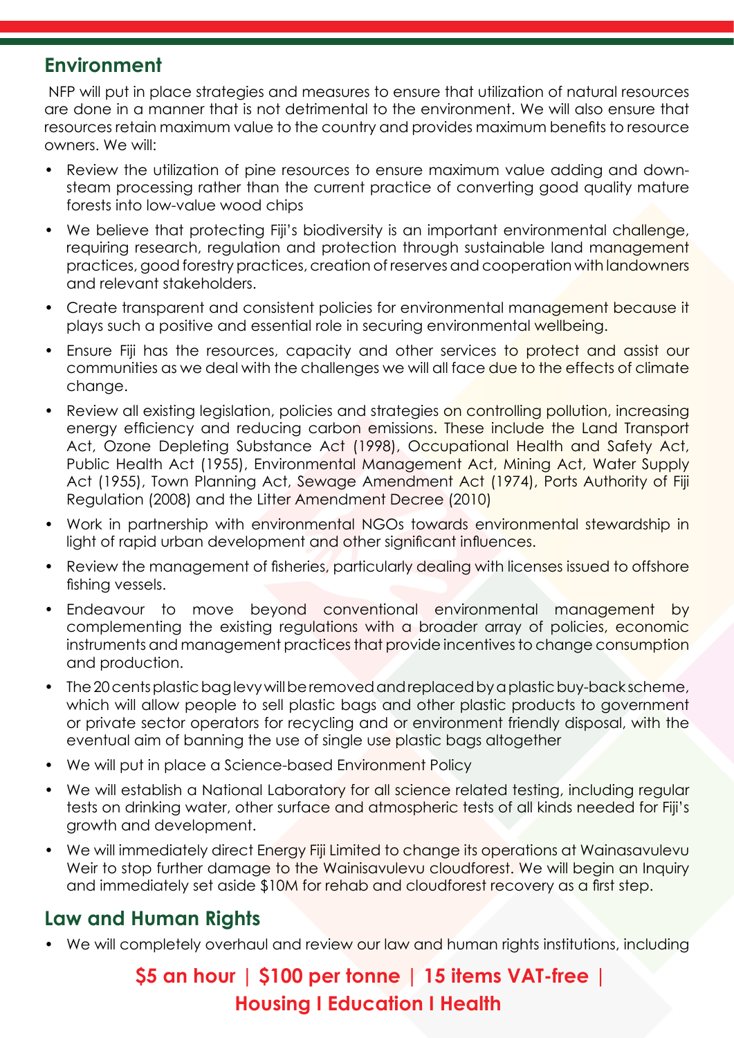## Environment

NFP will put in place strategies and measures to ensure that utilization of natural resources are done in a manner that is not detrimental to the environment. We will also ensure that resources retain maximum value to the country and provides maximum benefits to resource owners. We will:

- Review the utilization of pine resources to ensure maximum value adding and down-steam processing rather than the current practice of converting good quality mature forests into low-value wood chips
- We believe that protecting Fiji's biodiversity is an important environmental challenge, requiring research, regulation and protection through sustainable land management practices, good forestry practices, creation of reserves and cooperation with landowners and relevant stakeholders.
- Create transparent and consistent policies for environmental management because it plays such a positive and essential role in securing environmental wellbeing.
- Ensure Fiji has the resources, capacity and other services to protect and assist our communities as we deal with the challenges we will all face due to the effects of climate change.
- Review all existing legislation, policies and strategies on controlling pollution, increasing energy efficiency and reducing carbon emissions. These include the Land Transport Act, Ozone Depleting Substance Act (1998), Occupational Health and Safety Act, Public Health Act (1955), Environmental Management Act, Mining Act, Water Supply Act (1955), Town Planning Act, Sewage Amendment Act (1974), Ports Authority of Fiji Regulation (2008) and the Litter Amendment Decree (2010)
- Work in partnership with environmental NGOs towards environmental stewardship in light of rapid urban development and other significant influences.
- Review the management of fisheries, particularly dealing with licenses issued to offshore fishing vessels.
- Endeavour to move beyond conventional environmental management by complementing the existing regulations with a broader array of policies, economic instruments and management practices that provide incentives to change consumption and production.
- The 20 cents plastic bag levy will be removed and replaced by a plastic buy-back scheme, which will allow people to sell plastic bags and other plastic products to government or private sector operators for recycling and or environment friendly disposal, with the eventual aim of banning the use of single use plastic bags altogether
- We will put in place a Science-based Environment Policy
- We will establish a National Laboratory for all science related testing, including regular tests on drinking water, other surface and atmospheric tests of all kinds needed for Fiji's growth and development.
- We will immediately direct Energy Fiji Limited to change its operations at Wainasavulevu Weir to stop further damage to the Wainisavulevu cloudforest. We will begin an Inquiry and immediately set aside $10M for rehab and cloudforest recovery as a first step.

## Law and Human Rights

- We will completely overhaul and review our law and human rights institutions, including

**$5 an hour | $100 per tonne | 15 items VAT-free | Housing I Education I Health**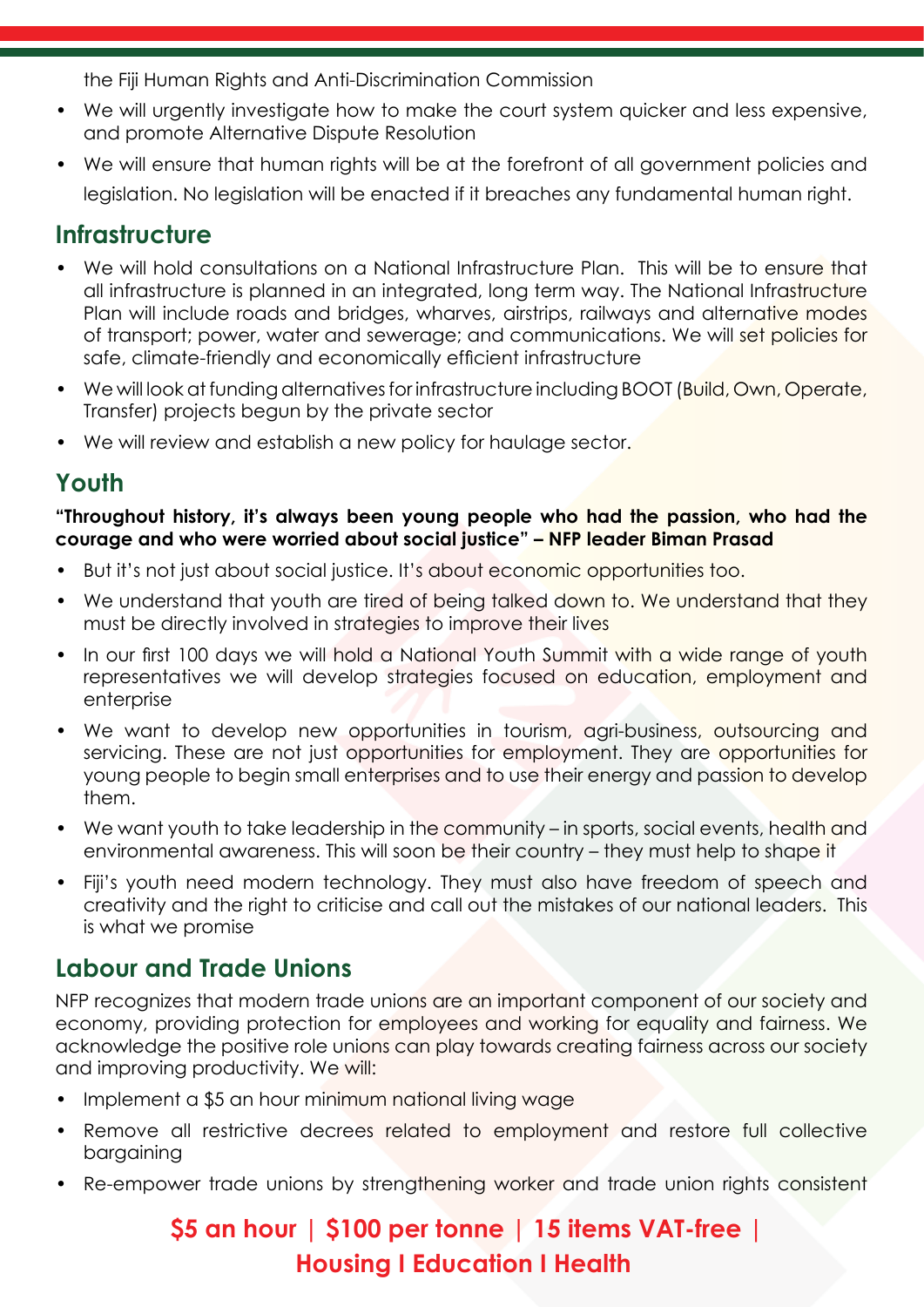the Fiji Human Rights and Anti-Discrimination Commission

- We will urgently investigate how to make the court system quicker and less expensive, and promote Alternative Dispute Resolution
- We will ensure that human rights will be at the forefront of all government policies and legislation. No legislation will be enacted if it breaches any fundamental human right.

## Infrastructure

- We will hold consultations on a National Infrastructure Plan. This will be to ensure that all infrastructure is planned in an integrated, long term way. The National Infrastructure Plan will include roads and bridges, wharves, airstrips, railways and alternative modes of transport; power, water and sewerage; and communications. We will set policies for safe, climate-friendly and economically efficient infrastructure
- We will look at funding alternatives for infrastructure including BOOT (Build, Own, Operate, Transfer) projects begun by the private sector
- We will review and establish a new policy for haulage sector.

## Youth

**"Throughout history, it's always been young people who had the passion, who had the courage and who were worried about social justice" – NFP leader Biman Prasad**

- But it's not just about social justice. It's about economic opportunities too.
- We understand that youth are tired of being talked down to. We understand that they must be directly involved in strategies to improve their lives
- In our first 100 days we will hold a National Youth Summit with a wide range of youth representatives we will develop strategies focused on education, employment and enterprise
- We want to develop new opportunities in tourism, agri-business, outsourcing and servicing. These are not just opportunities for employment. They are opportunities for young people to begin small enterprises and to use their energy and passion to develop them.
- We want youth to take leadership in the community – in sports, social events, health and environmental awareness. This will soon be their country – they must help to shape it
- Fiji's youth need modern technology. They must also have freedom of speech and creativity and the right to criticise and call out the mistakes of our national leaders. This is what we promise

## Labour and Trade Unions

NFP recognizes that modern trade unions are an important component of our society and economy, providing protection for employees and working for equality and fairness. We acknowledge the positive role unions can play towards creating fairness across our society and improving productivity. We will:

- Implement a $5 an hour minimum national living wage
- Remove all restrictive decrees related to employment and restore full collective bargaining
- Re-empower trade unions by strengthening worker and trade union rights consistent

**$5 an hour | $100 per tonne | 15 items VAT-free | Housing I Education I Health**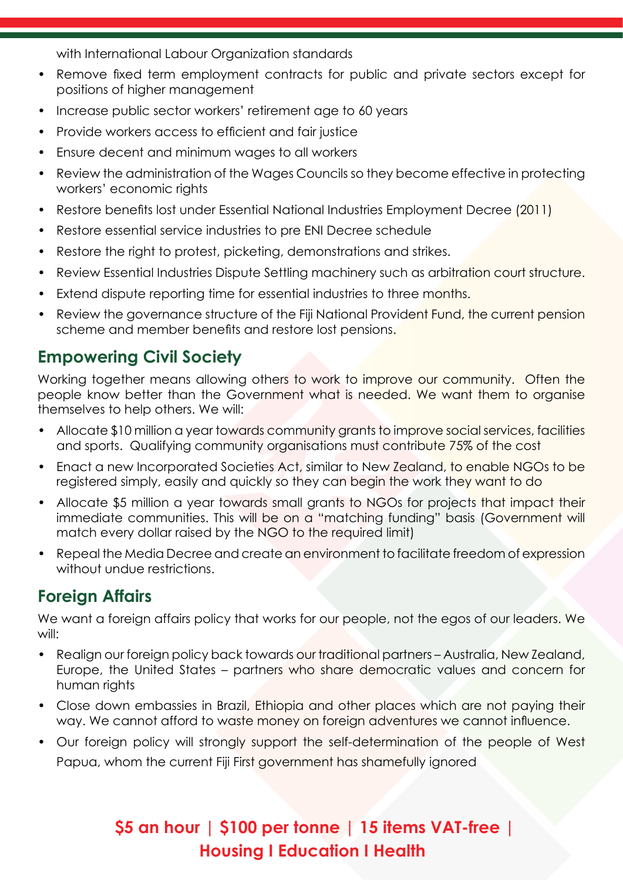with International Labour Organization standards

- Remove fixed term employment contracts for public and private sectors except for positions of higher management
- Increase public sector workers' retirement age to 60 years
- Provide workers access to efficient and fair justice
- Ensure decent and minimum wages to all workers
- Review the administration of the Wages Councils so they become effective in protecting workers' economic rights
- Restore benefits lost under Essential National Industries Employment Decree (2011)
- Restore essential service industries to pre ENI Decree schedule
- Restore the right to protest, picketing, demonstrations and strikes.
- Review Essential Industries Dispute Settling machinery such as arbitration court structure.
- Extend dispute reporting time for essential industries to three months.
- Review the governance structure of the Fiji National Provident Fund, the current pension scheme and member benefits and restore lost pensions.

## Empowering Civil Society

Working together means allowing others to work to improve our community. Often the people know better than the Government what is needed. We want them to organise themselves to help others. We will:

- Allocate $10 million a year towards community grants to improve social services, facilities and sports. Qualifying community organisations must contribute 75% of the cost
- Enact a new Incorporated Societies Act, similar to New Zealand, to enable NGOs to be registered simply, easily and quickly so they can begin the work they want to do
- Allocate $5 million a year towards small grants to NGOs for projects that impact their immediate communities. This will be on a "matching funding" basis (Government will match every dollar raised by the NGO to the required limit)
- Repeal the Media Decree and create an environment to facilitate freedom of expression without undue restrictions.

## Foreign Affairs

We want a foreign affairs policy that works for our people, not the egos of our leaders. We will:

- Realign our foreign policy back towards our traditional partners – Australia, New Zealand, Europe, the United States – partners who share democratic values and concern for human rights
- Close down embassies in Brazil, Ethiopia and other places which are not paying their way. We cannot afford to waste money on foreign adventures we cannot influence.
- Our foreign policy will strongly support the self-determination of the people of West Papua, whom the current Fiji First government has shamefully ignored

**$5 an hour | $100 per tonne | 15 items VAT-free | Housing I Education I Health**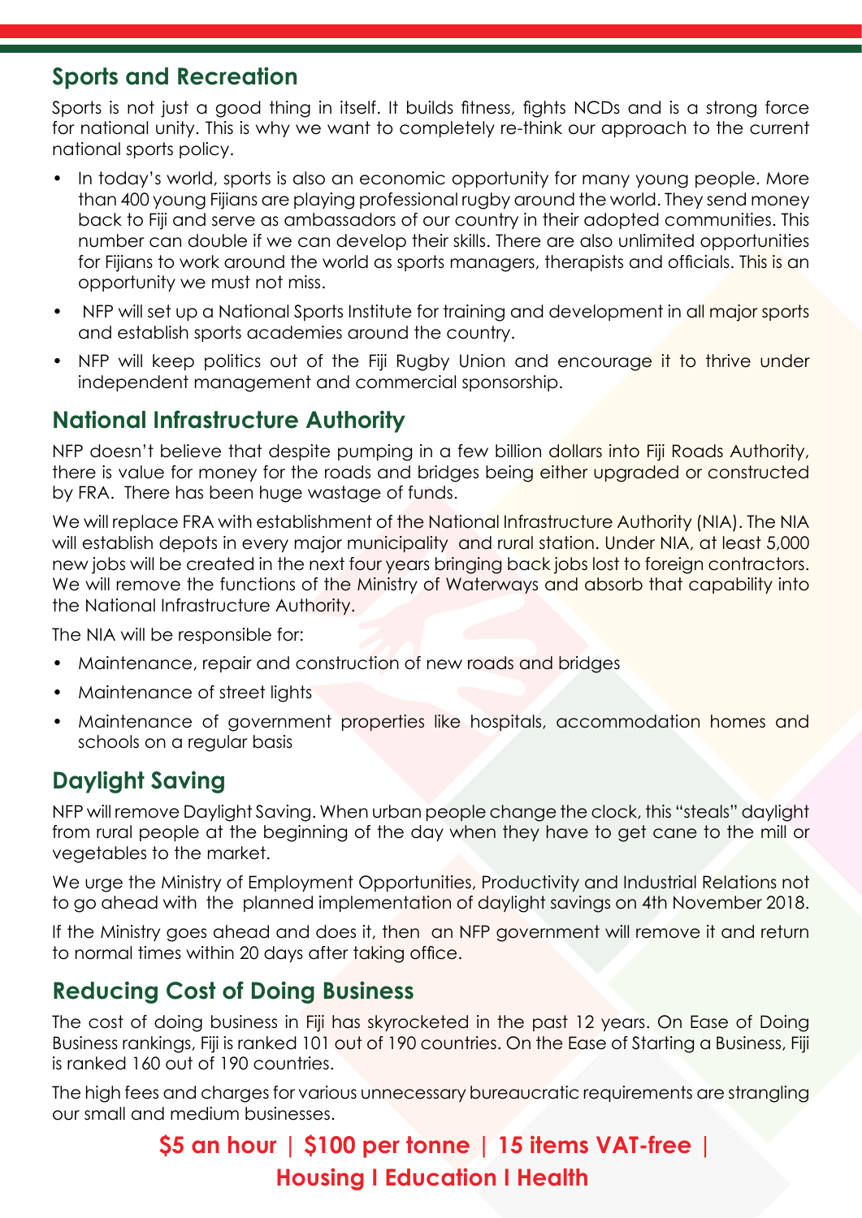## Sports and Recreation

Sports is not just a good thing in itself. It builds fitness, fights NCDs and is a strong force for national unity. This is why we want to completely re-think our approach to the current national sports policy.

- In today's world, sports is also an economic opportunity for many young people. More than 400 young Fijians are playing professional rugby around the world. They send money back to Fiji and serve as ambassadors of our country in their adopted communities. This number can double if we can develop their skills. There are also unlimited opportunities for Fijians to work around the world as sports managers, therapists and officials. This is an opportunity we must not miss.
- NFP will set up a National Sports Institute for training and development in all major sports and establish sports academies around the country.
- NFP will keep politics out of the Fiji Rugby Union and encourage it to thrive under independent management and commercial sponsorship.

## National Infrastructure Authority

NFP doesn't believe that despite pumping in a few billion dollars into Fiji Roads Authority, there is value for money for the roads and bridges being either upgraded or constructed by FRA. There has been huge wastage of funds.

We will replace FRA with establishment of the National Infrastructure Authority (NIA). The NIA will establish depots in every major municipality and rural station. Under NIA, at least 5,000 new jobs will be created in the next four years bringing back jobs lost to foreign contractors. We will remove the functions of the Ministry of Waterways and absorb that capability into the National Infrastructure Authority.

The NIA will be responsible for:

- Maintenance, repair and construction of new roads and bridges
- Maintenance of street lights
- Maintenance of government properties like hospitals, accommodation homes and schools on a regular basis

## Daylight Saving

NFP will remove Daylight Saving. When urban people change the clock, this "steals" daylight from rural people at the beginning of the day when they have to get cane to the mill or vegetables to the market.

We urge the Ministry of Employment Opportunities, Productivity and Industrial Relations not to go ahead with the planned implementation of daylight savings on 4th November 2018.

If the Ministry goes ahead and does it, then an NFP government will remove it and return to normal times within 20 days after taking office.

## Reducing Cost of Doing Business

The cost of doing business in Fiji has skyrocketed in the past 12 years. On Ease of Doing Business rankings, Fiji is ranked 101 out of 190 countries. On the Ease of Starting a Business, Fiji is ranked 160 out of 190 countries.

The high fees and charges for various unnecessary bureaucratic requirements are strangling our small and medium businesses.

**$5 an hour | $100 per tonne | 15 items VAT-free | Housing I Education I Health**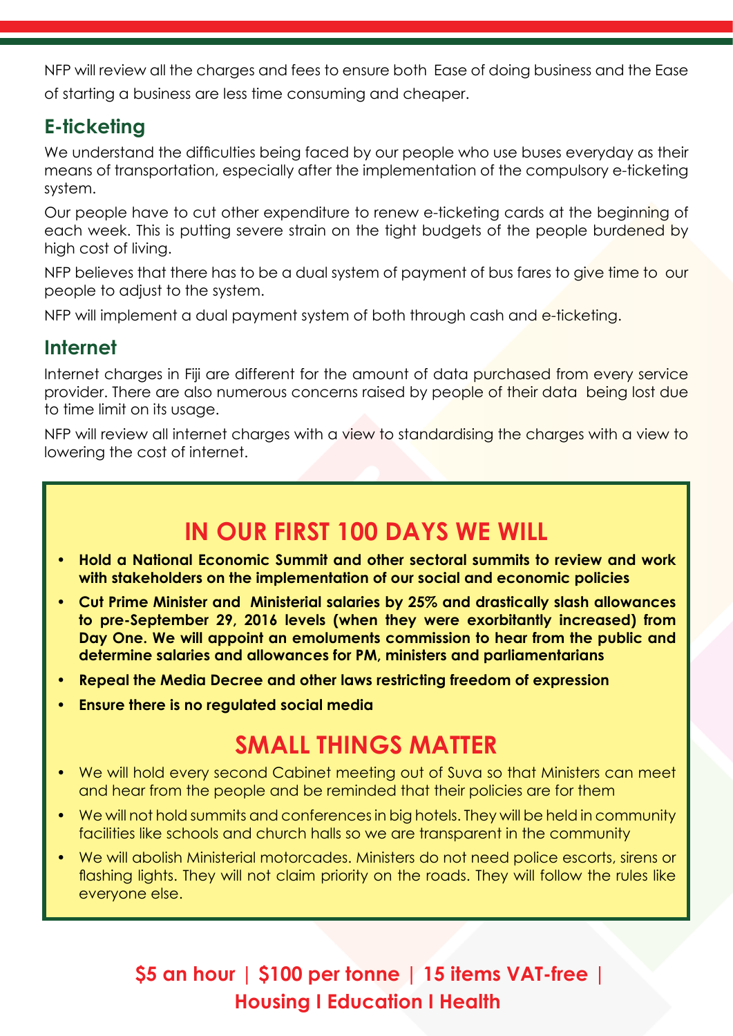NFP will review all the charges and fees to ensure both Ease of doing business and the Ease of starting a business are less time consuming and cheaper.

## E-ticketing

We understand the difficulties being faced by our people who use buses everyday as their means of transportation, especially after the implementation of the compulsory e-ticketing system.

Our people have to cut other expenditure to renew e-ticketing cards at the beginning of each week. This is putting severe strain on the tight budgets of the people burdened by high cost of living.

NFP believes that there has to be a dual system of payment of bus fares to give time to our people to adjust to the system.

NFP will implement a dual payment system of both through cash and e-ticketing.

## Internet

Internet charges in Fiji are different for the amount of data purchased from every service provider. There are also numerous concerns raised by people of their data being lost due to time limit on its usage.

NFP will review all internet charges with a view to standardising the charges with a view to lowering the cost of internet.

## IN OUR FIRST 100 DAYS WE WILL

- **Hold a National Economic Summit and other sectoral summits to review and work with stakeholders on the implementation of our social and economic policies**
- **Cut Prime Minister and Ministerial salaries by 25% and drastically slash allowances to pre-September 29, 2016 levels (when they were exorbitantly increased) from Day One. We will appoint an emoluments commission to hear from the public and determine salaries and allowances for PM, ministers and parliamentarians**
- **Repeal the Media Decree and other laws restricting freedom of expression**
- **Ensure there is no regulated social media**

## SMALL THINGS MATTER

- We will hold every second Cabinet meeting out of Suva so that Ministers can meet and hear from the people and be reminded that their policies are for them
- We will not hold summits and conferences in big hotels. They will be held in community facilities like schools and church halls so we are transparent in the community
- We will abolish Ministerial motorcades. Ministers do not need police escorts, sirens or flashing lights. They will not claim priority on the roads. They will follow the rules like everyone else.

**$5 an hour | $100 per tonne | 15 items VAT-free | Housing I Education I Health**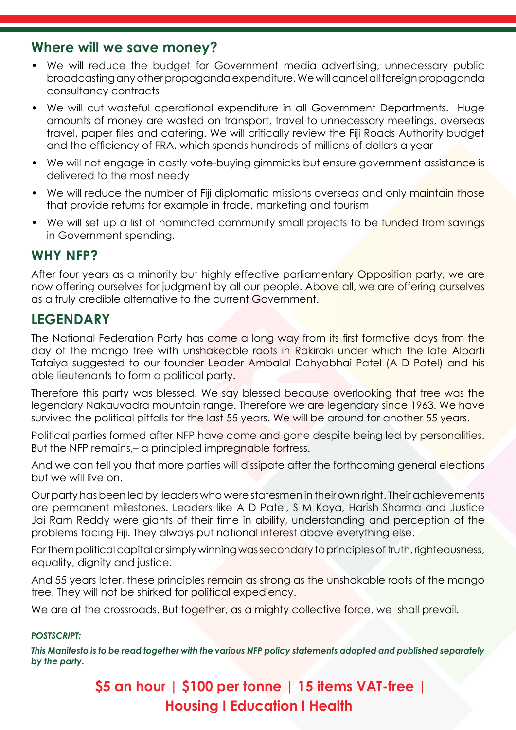## Where will we save money?

- We will reduce the budget for Government media advertising, unnecessary public broadcasting any other propaganda expenditure. We will cancel all foreign propaganda consultancy contracts
- We will cut wasteful operational expenditure in all Government Departments. Huge amounts of money are wasted on transport, travel to unnecessary meetings, overseas travel, paper files and catering. We will critically review the Fiji Roads Authority budget and the efficiency of FRA, which spends hundreds of millions of dollars a year
- We will not engage in costly vote-buying gimmicks but ensure government assistance is delivered to the most needy
- We will reduce the number of Fiji diplomatic missions overseas and only maintain those that provide returns for example in trade, marketing and tourism
- We will set up a list of nominated community small projects to be funded from savings in Government spending.

## WHY NFP?

After four years as a minority but highly effective parliamentary Opposition party, we are now offering ourselves for judgment by all our people. Above all, we are offering ourselves as a truly credible alternative to the current Government.

## LEGENDARY

The National Federation Party has come a long way from its first formative days from the day of the mango tree with unshakeable roots in Rakiraki under which the late Alparti Tataiya suggested to our founder Leader Ambalal Dahyabhai Patel (A D Patel) and his able lieutenants to form a political party.

Therefore this party was blessed. We say blessed because overlooking that tree was the legendary Nakauvadra mountain range. Therefore we are legendary since 1963. We have survived the political pitfalls for the last 55 years. We will be around for another 55 years.

Political parties formed after NFP have come and gone despite being led by personalities. But the NFP remains,– a principled impregnable fortress.

And we can tell you that more parties will dissipate after the forthcoming general elections but we will live on.

Our party has been led by leaders who were statesmen in their own right. Their achievements are permanent milestones. Leaders like A D Patel, S M Koya, Harish Sharma and Justice Jai Ram Reddy were giants of their time in ability, understanding and perception of the problems facing Fiji. They always put national interest above everything else.

For them political capital or simply winning was secondary to principles of truth, righteousness, equality, dignity and justice.

And 55 years later, these principles remain as strong as the unshakable roots of the mango tree. They will not be shirked for political expediency.

We are at the crossroads. But together, as a mighty collective force, we shall prevail.

***POSTSCRIPT:***

***This Manifesto is to be read together with the various NFP policy statements adopted and published separately by the party.***

**$5 an hour | $100 per tonne | 15 items VAT-free |**
**Housing I Education I Health**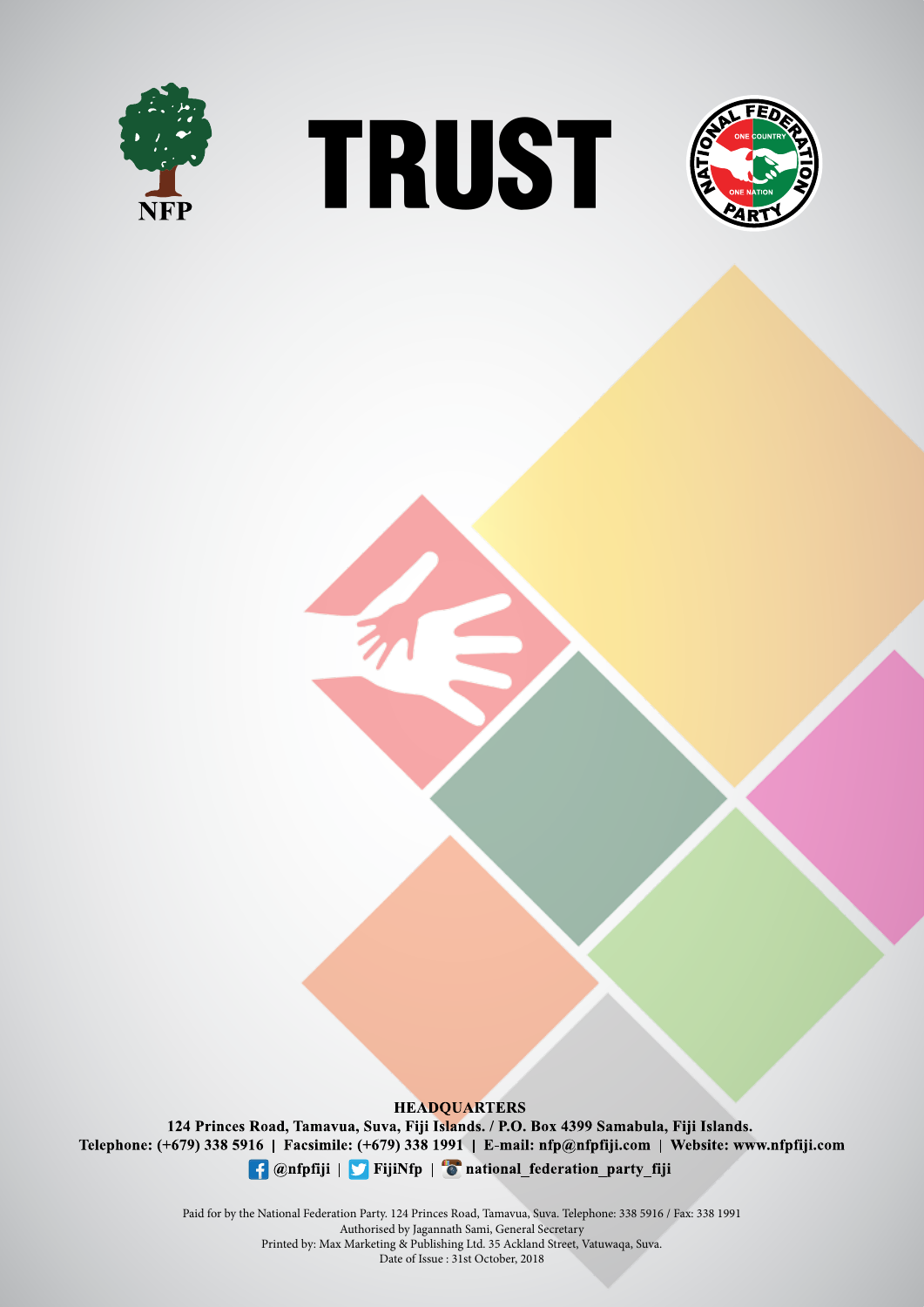# TRUST

**HEADQUARTERS**

**124 Princes Road, Tamavua, Suva, Fiji Islands. / P.O. Box 4399 Samabula, Fiji Islands.**

**Telephone: (+679) 338 5916 | Facsimile: (+679) 338 1991 | E-mail: nfp@nfpfiji.com | Website: www.nfpfiji.com**

**@nfpfiji | FijiNfp | national_federation_party_fiji**

Paid for by the National Federation Party. 124 Princes Road, Tamavua, Suva. Telephone: 338 5916 / Fax: 338 1991
Authorised by Jagannath Sami, General Secretary
Printed by: Max Marketing & Publishing Ltd. 35 Ackland Street, Vatuwaqa, Suva.
Date of Issue : 31st October, 2018